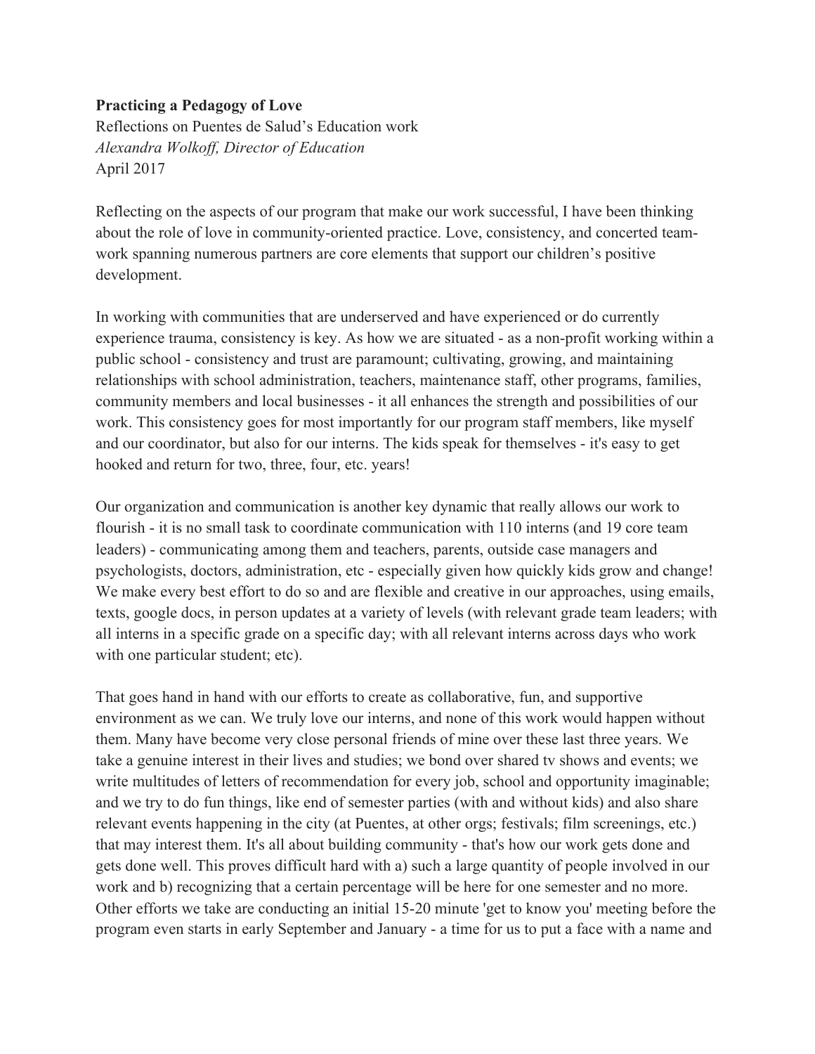**Practicing a Pedagogy of Love**
Reflections on Puentes de Salud's Education work
*Alexandra Wolkoff, Director of Education*
April 2017

Reflecting on the aspects of our program that make our work successful, I have been thinking about the role of love in community-oriented practice. Love, consistency, and concerted team-work spanning numerous partners are core elements that support our children's positive development.

In working with communities that are underserved and have experienced or do currently experience trauma, consistency is key. As how we are situated - as a non-profit working within a public school - consistency and trust are paramount; cultivating, growing, and maintaining relationships with school administration, teachers, maintenance staff, other programs, families, community members and local businesses - it all enhances the strength and possibilities of our work. This consistency goes for most importantly for our program staff members, like myself and our coordinator, but also for our interns. The kids speak for themselves - it's easy to get hooked and return for two, three, four, etc. years!

Our organization and communication is another key dynamic that really allows our work to flourish - it is no small task to coordinate communication with 110 interns (and 19 core team leaders) - communicating among them and teachers, parents, outside case managers and psychologists, doctors, administration, etc - especially given how quickly kids grow and change! We make every best effort to do so and are flexible and creative in our approaches, using emails, texts, google docs, in person updates at a variety of levels (with relevant grade team leaders; with all interns in a specific grade on a specific day; with all relevant interns across days who work with one particular student; etc).

That goes hand in hand with our efforts to create as collaborative, fun, and supportive environment as we can. We truly love our interns, and none of this work would happen without them. Many have become very close personal friends of mine over these last three years. We take a genuine interest in their lives and studies; we bond over shared tv shows and events; we write multitudes of letters of recommendation for every job, school and opportunity imaginable; and we try to do fun things, like end of semester parties (with and without kids) and also share relevant events happening in the city (at Puentes, at other orgs; festivals; film screenings, etc.) that may interest them. It's all about building community - that's how our work gets done and gets done well. This proves difficult hard with a) such a large quantity of people involved in our work and b) recognizing that a certain percentage will be here for one semester and no more. Other efforts we take are conducting an initial 15-20 minute 'get to know you' meeting before the program even starts in early September and January - a time for us to put a face with a name and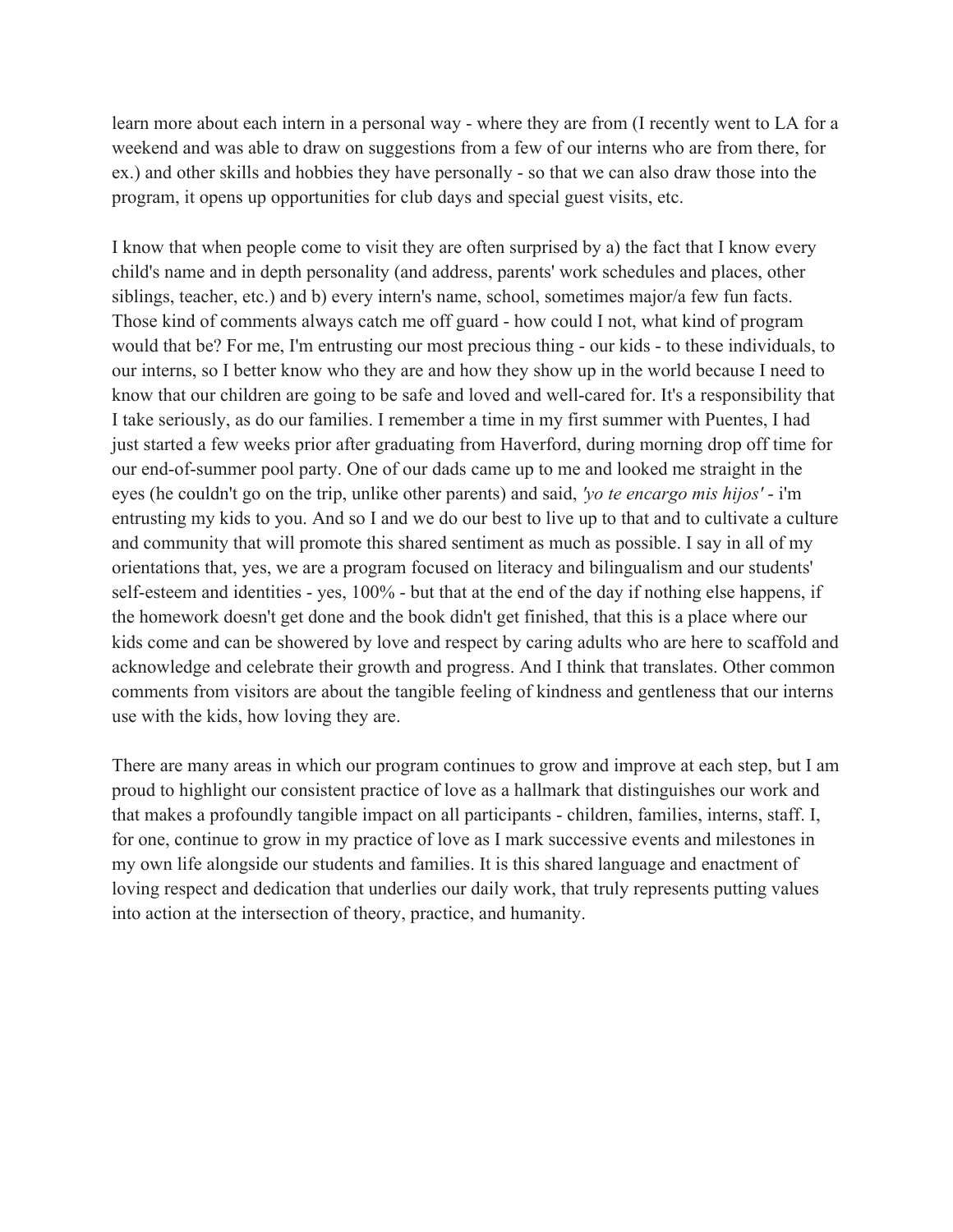learn more about each intern in a personal way - where they are from (I recently went to LA for a weekend and was able to draw on suggestions from a few of our interns who are from there, for ex.) and other skills and hobbies they have personally - so that we can also draw those into the program, it opens up opportunities for club days and special guest visits, etc.

I know that when people come to visit they are often surprised by a) the fact that I know every child's name and in depth personality (and address, parents' work schedules and places, other siblings, teacher, etc.) and b) every intern's name, school, sometimes major/a few fun facts. Those kind of comments always catch me off guard - how could I not, what kind of program would that be? For me, I'm entrusting our most precious thing - our kids - to these individuals, to our interns, so I better know who they are and how they show up in the world because I need to know that our children are going to be safe and loved and well-cared for. It's a responsibility that I take seriously, as do our families. I remember a time in my first summer with Puentes, I had just started a few weeks prior after graduating from Haverford, during morning drop off time for our end-of-summer pool party. One of our dads came up to me and looked me straight in the eyes (he couldn't go on the trip, unlike other parents) and said, *'yo te encargo mis hijos'* - i'm entrusting my kids to you. And so I and we do our best to live up to that and to cultivate a culture and community that will promote this shared sentiment as much as possible. I say in all of my orientations that, yes, we are a program focused on literacy and bilingualism and our students' self-esteem and identities - yes, 100% - but that at the end of the day if nothing else happens, if the homework doesn't get done and the book didn't get finished, that this is a place where our kids come and can be showered by love and respect by caring adults who are here to scaffold and acknowledge and celebrate their growth and progress. And I think that translates. Other common comments from visitors are about the tangible feeling of kindness and gentleness that our interns use with the kids, how loving they are.

There are many areas in which our program continues to grow and improve at each step, but I am proud to highlight our consistent practice of love as a hallmark that distinguishes our work and that makes a profoundly tangible impact on all participants - children, families, interns, staff. I, for one, continue to grow in my practice of love as I mark successive events and milestones in my own life alongside our students and families. It is this shared language and enactment of loving respect and dedication that underlies our daily work, that truly represents putting values into action at the intersection of theory, practice, and humanity.